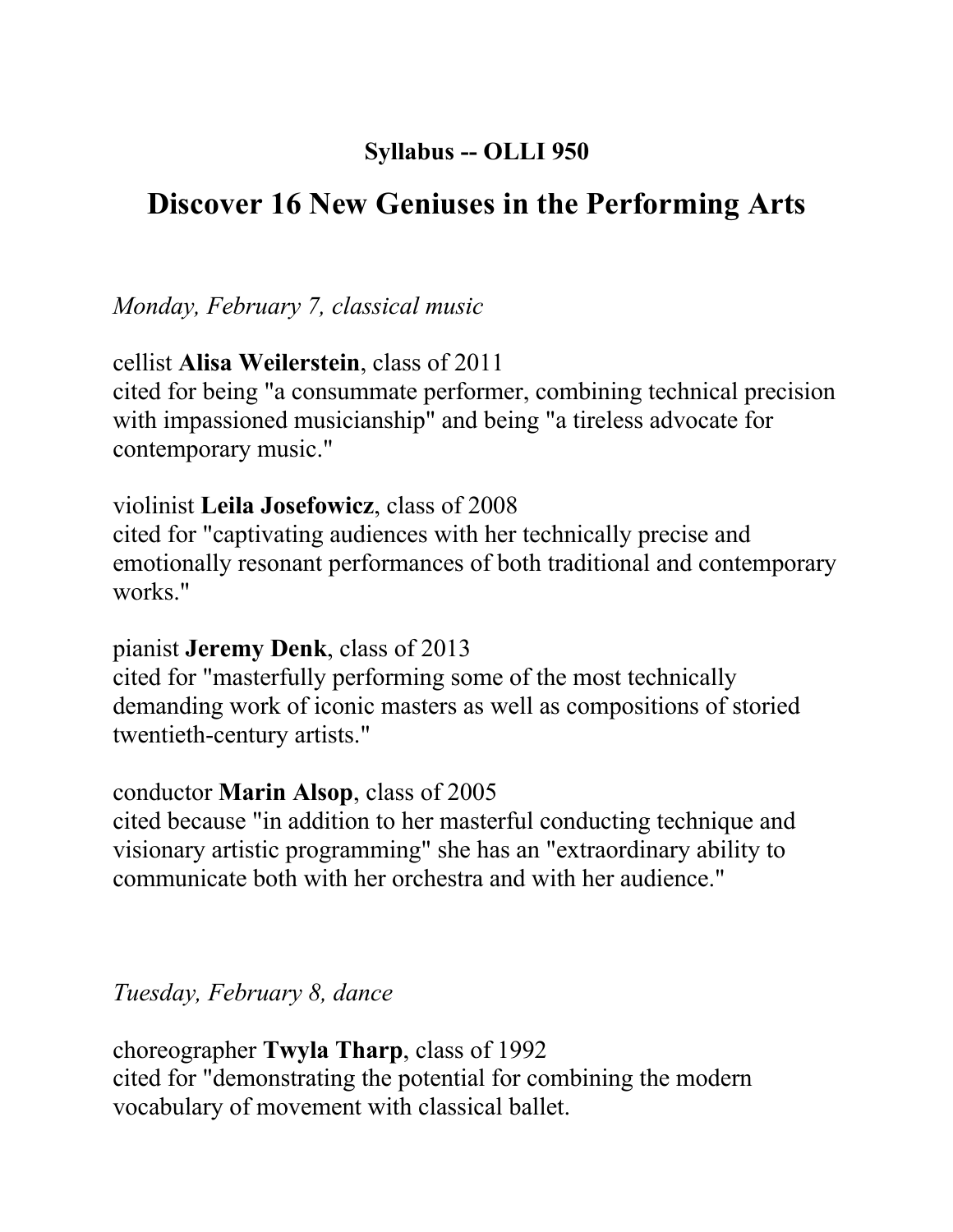**Syllabus -- OLLI 950**

# Discover 16 New Geniuses in the Performing Arts

*Monday, February 7, classical music*

cellist **Alisa Weilerstein**, class of 2011
cited for being "a consummate performer, combining technical precision with impassioned musicianship" and being "a tireless advocate for contemporary music."

violinist **Leila Josefowicz**, class of 2008
cited for "captivating audiences with her technically precise and emotionally resonant performances of both traditional and contemporary works."

pianist **Jeremy Denk**, class of 2013
cited for "masterfully performing some of the most technically demanding work of iconic masters as well as compositions of storied twentieth-century artists."

conductor **Marin Alsop**, class of 2005
cited because "in addition to her masterful conducting technique and visionary artistic programming" she has an "extraordinary ability to communicate both with her orchestra and with her audience."

*Tuesday, February 8, dance*

choreographer **Twyla Tharp**, class of 1992
cited for "demonstrating the potential for combining the modern vocabulary of movement with classical ballet.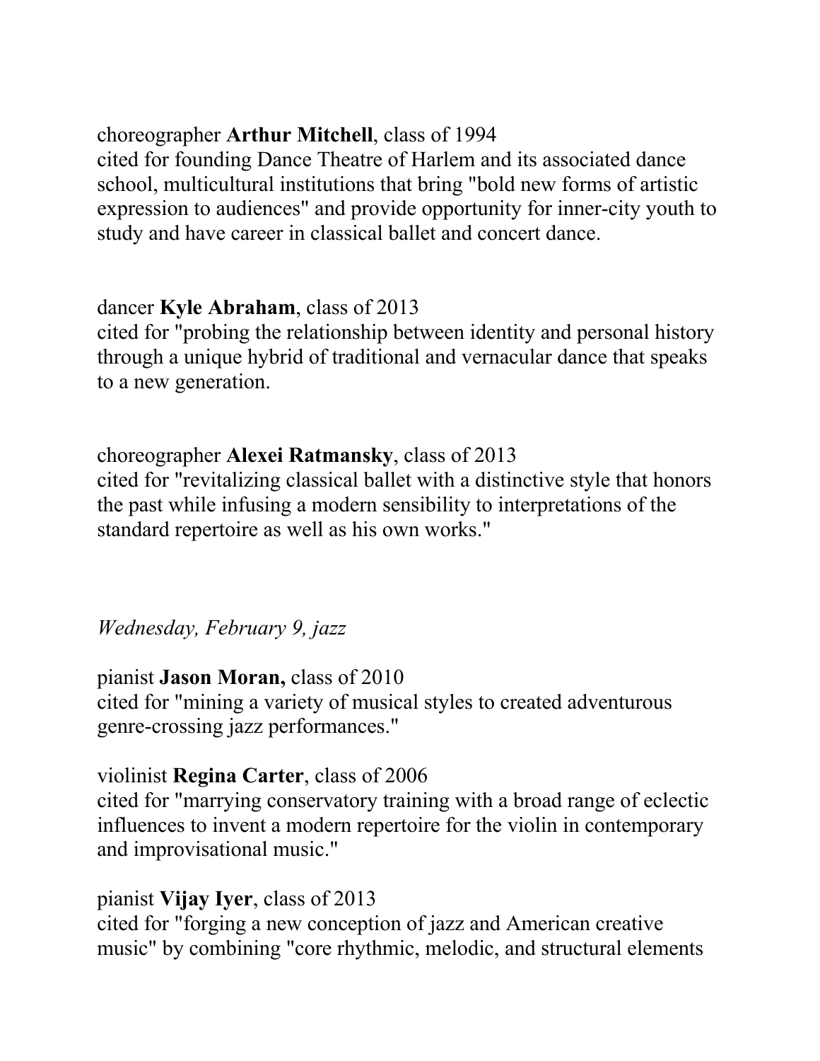choreographer **Arthur Mitchell**, class of 1994
cited for founding Dance Theatre of Harlem and its associated dance school, multicultural institutions that bring "bold new forms of artistic expression to audiences" and provide opportunity for inner-city youth to study and have career in classical ballet and concert dance.

dancer **Kyle Abraham**, class of 2013
cited for "probing the relationship between identity and personal history through a unique hybrid of traditional and vernacular dance that speaks to a new generation.

choreographer **Alexei Ratmansky**, class of 2013
cited for "revitalizing classical ballet with a distinctive style that honors the past while infusing a modern sensibility to interpretations of the standard repertoire as well as his own works."

*Wednesday, February 9, jazz*

pianist **Jason Moran,** class of 2010
cited for "mining a variety of musical styles to created adventurous genre-crossing jazz performances."

violinist **Regina Carter**, class of 2006
cited for "marrying conservatory training with a broad range of eclectic influences to invent a modern repertoire for the violin in contemporary and improvisational music."

pianist **Vijay Iyer**, class of 2013
cited for "forging a new conception of jazz and American creative music" by combining "core rhythmic, melodic, and structural elements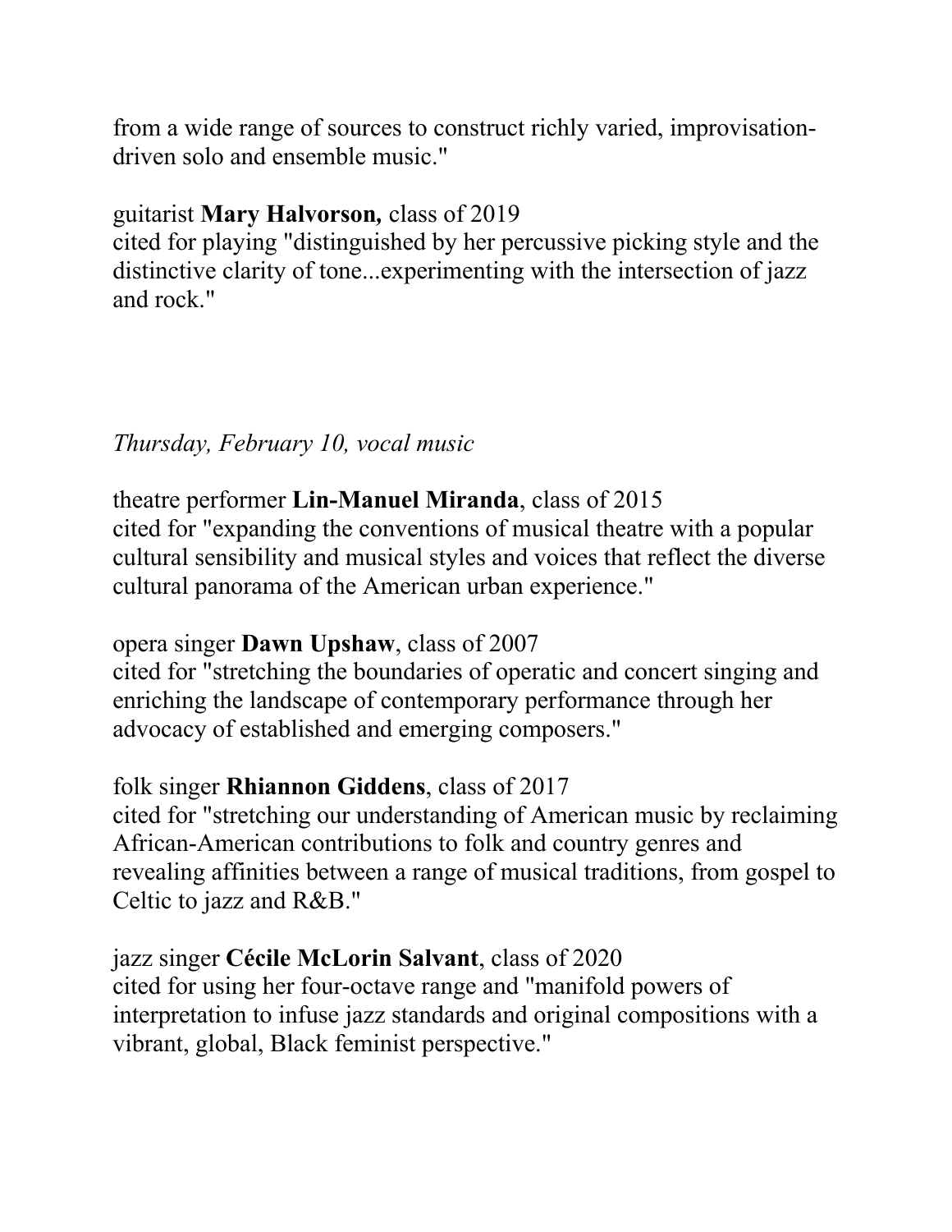from a wide range of sources to construct richly varied, improvisation-driven solo and ensemble music."

guitarist **Mary Halvorson,** class of 2019
cited for playing "distinguished by her percussive picking style and the distinctive clarity of tone...experimenting with the intersection of jazz and rock."

*Thursday, February 10, vocal music*

theatre performer **Lin-Manuel Miranda**, class of 2015
cited for "expanding the conventions of musical theatre with a popular cultural sensibility and musical styles and voices that reflect the diverse cultural panorama of the American urban experience."

opera singer **Dawn Upshaw**, class of 2007
cited for "stretching the boundaries of operatic and concert singing and enriching the landscape of contemporary performance through her advocacy of established and emerging composers."

folk singer **Rhiannon Giddens**, class of 2017
cited for "stretching our understanding of American music by reclaiming African-American contributions to folk and country genres and revealing affinities between a range of musical traditions, from gospel to Celtic to jazz and R&B."

jazz singer **Cécile McLorin Salvant**, class of 2020
cited for using her four-octave range and "manifold powers of interpretation to infuse jazz standards and original compositions with a vibrant, global, Black feminist perspective."